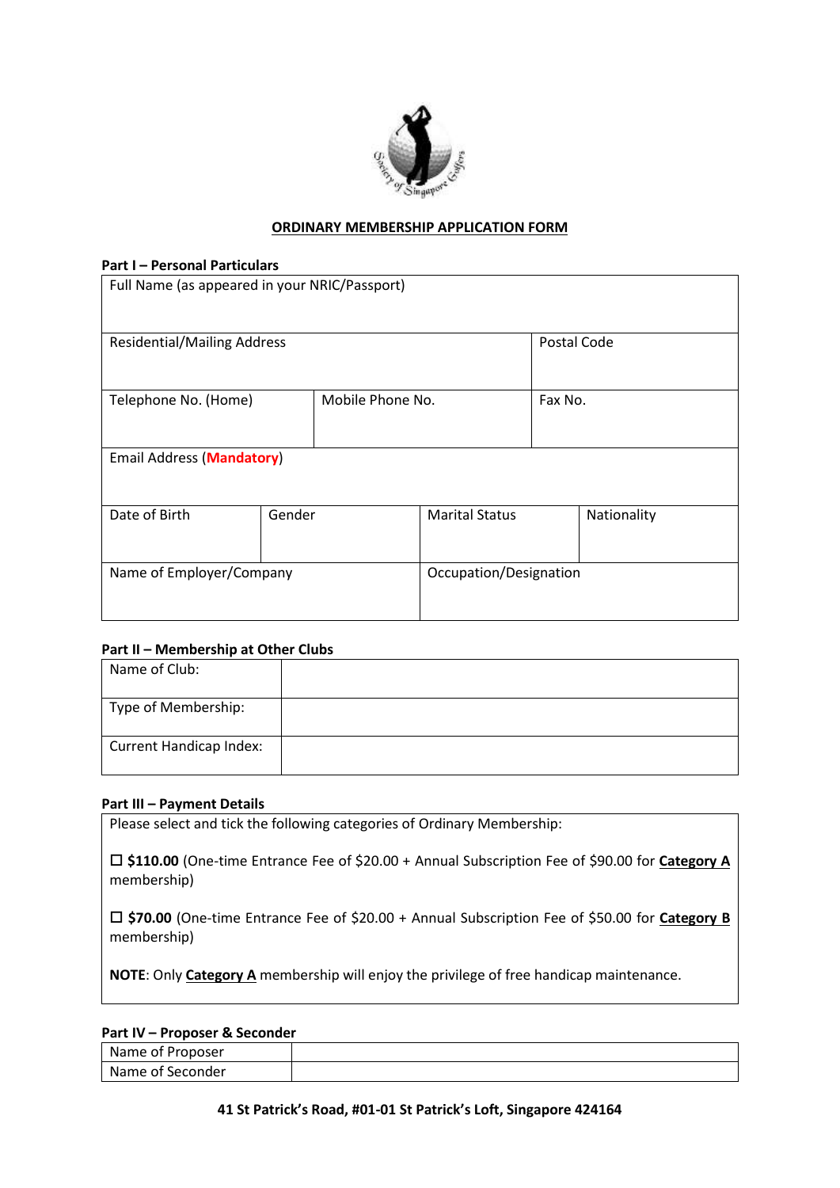# ORDINARY MEMBERSHIP APPLICATION FORM

**Part I – Personal Particulars**

| Full Name (as appeared in your NRIC/Passport) | | | |
|---|---|---|---|
| Residential/Mailing Address | | | Postal Code |
| Telephone No. (Home) | Mobile Phone No. | | Fax No. |
| Email Address (**Mandatory**) | | | |
| Date of Birth | Gender | Marital Status | Nationality |
| Name of Employer/Company | | Occupation/Designation | |

**Part II – Membership at Other Clubs**

| Name of Club: | |
|---|---|
| Type of Membership: | |
| Current Handicap Index: | |

**Part III – Payment Details**

Please select and tick the following categories of Ordinary Membership:

☐ **$110.00** (One-time Entrance Fee of $20.00 + Annual Subscription Fee of $90.00 for **Category A** membership)

☐ **$70.00** (One-time Entrance Fee of $20.00 + Annual Subscription Fee of $50.00 for **Category B** membership)

**NOTE**: Only **Category A** membership will enjoy the privilege of free handicap maintenance.

**Part IV – Proposer & Seconder**

| Name of Proposer | |
|---|---|
| Name of Seconder | |

**41 St Patrick's Road, #01-01 St Patrick's Loft, Singapore 424164**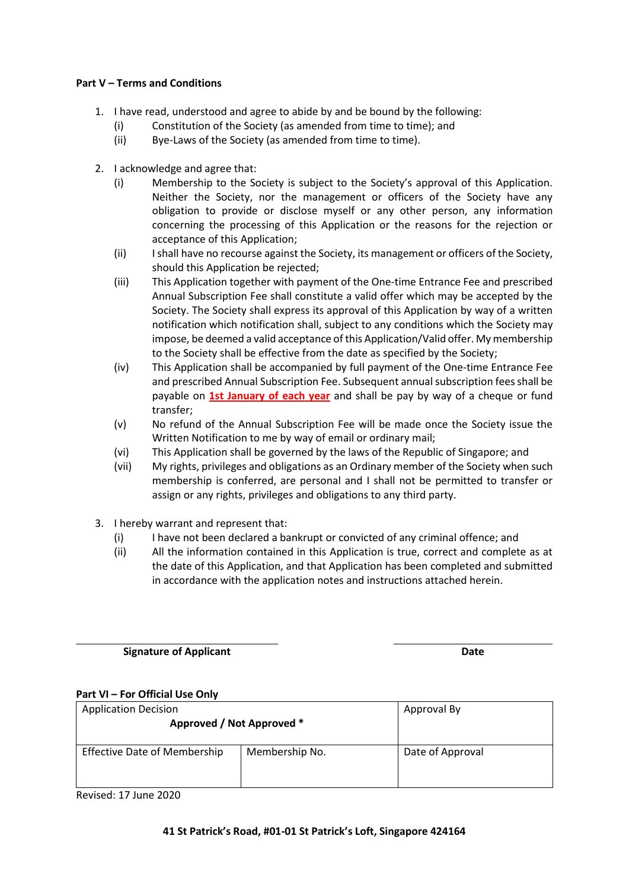**Part V – Terms and Conditions**

1. I have read, understood and agree to abide by and be bound by the following:
   - (i) Constitution of the Society (as amended from time to time); and
   - (ii) Bye-Laws of the Society (as amended from time to time).

2. I acknowledge and agree that:
   - (i) Membership to the Society is subject to the Society's approval of this Application. Neither the Society, nor the management or officers of the Society have any obligation to provide or disclose myself or any other person, any information concerning the processing of this Application or the reasons for the rejection or acceptance of this Application;
   - (ii) I shall have no recourse against the Society, its management or officers of the Society, should this Application be rejected;
   - (iii) This Application together with payment of the One-time Entrance Fee and prescribed Annual Subscription Fee shall constitute a valid offer which may be accepted by the Society. The Society shall express its approval of this Application by way of a written notification which notification shall, subject to any conditions which the Society may impose, be deemed a valid acceptance of this Application/Valid offer. My membership to the Society shall be effective from the date as specified by the Society;
   - (iv) This Application shall be accompanied by full payment of the One-time Entrance Fee and prescribed Annual Subscription Fee. Subsequent annual subscription fees shall be payable on **1st January of each year** and shall be pay by way of a cheque or fund transfer;
   - (v) No refund of the Annual Subscription Fee will be made once the Society issue the Written Notification to me by way of email or ordinary mail;
   - (vi) This Application shall be governed by the laws of the Republic of Singapore; and
   - (vii) My rights, privileges and obligations as an Ordinary member of the Society when such membership is conferred, are personal and I shall not be permitted to transfer or assign or any rights, privileges and obligations to any third party.

3. I hereby warrant and represent that:
   - (i) I have not been declared a bankrupt or convicted of any criminal offence; and
   - (ii) All the information contained in this Application is true, correct and complete as at the date of this Application, and that Application has been completed and submitted in accordance with the application notes and instructions attached herein.

______________________________ ______________________________

**Signature of Applicant** **Date**

**Part VI – For Official Use Only**

| | | |
|---|---|---|
| Application Decision<br>**Approved / Not Approved \*** | | Approval By |
| Effective Date of Membership | Membership No. | Date of Approval |

Revised: 17 June 2020

**41 St Patrick's Road, #01-01 St Patrick's Loft, Singapore 424164**